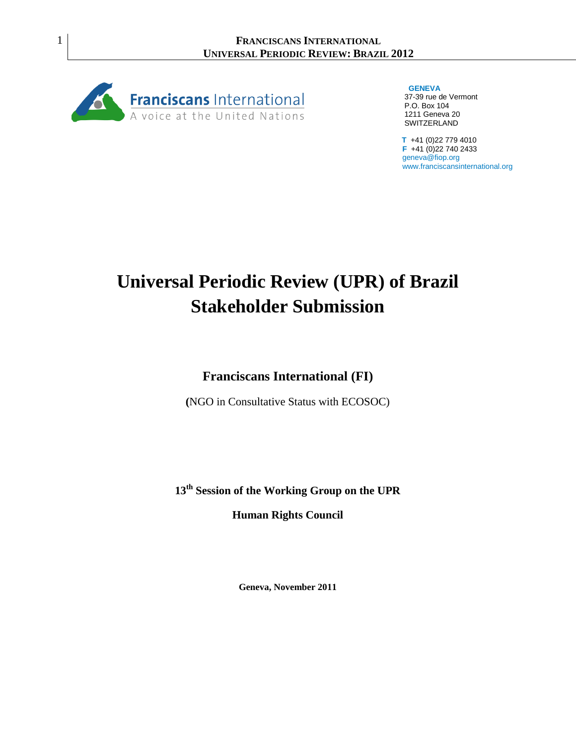Franciscans International
A voice at the United Nations

**GENEVA**
37-39 rue de Vermont
P.O. Box 104
1211 Geneva 20
SWITZERLAND

**T** +41 (0)22 779 4010
**F** +41 (0)22 740 2433
geneva@fiop.org
www.franciscansinternational.org

# Universal Periodic Review (UPR) of Brazil Stakeholder Submission

## Franciscans International (FI)

(NGO in Consultative Status with ECOSOC)

**13th Session of the Working Group on the UPR**

**Human Rights Council**

**Geneva, November 2011**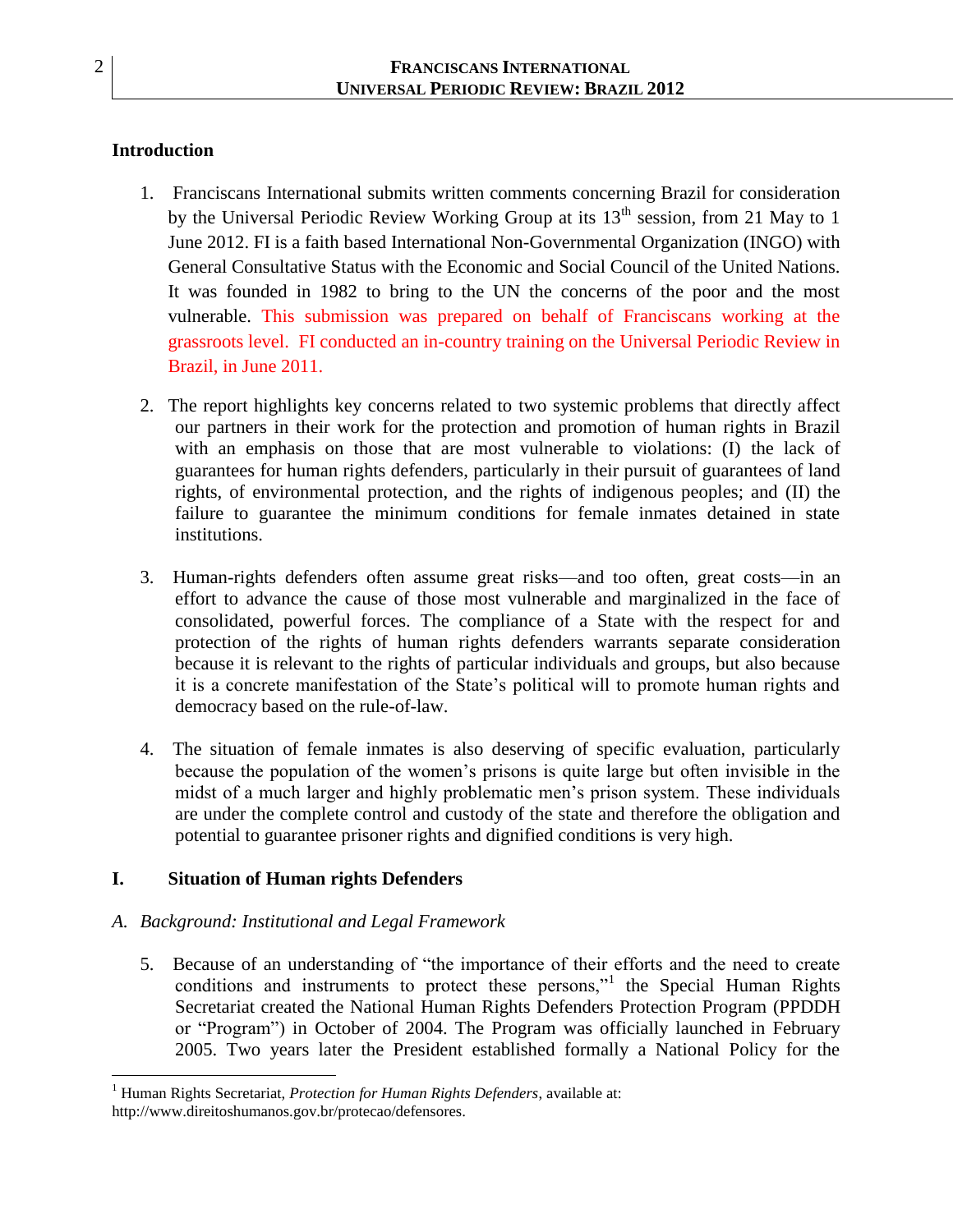## Introduction

1. Franciscans International submits written comments concerning Brazil for consideration by the Universal Periodic Review Working Group at its 13th session, from 21 May to 1 June 2012. FI is a faith based International Non-Governmental Organization (INGO) with General Consultative Status with the Economic and Social Council of the United Nations. It was founded in 1982 to bring to the UN the concerns of the poor and the most vulnerable. This submission was prepared on behalf of Franciscans working at the grassroots level. FI conducted an in-country training on the Universal Periodic Review in Brazil, in June 2011.

2. The report highlights key concerns related to two systemic problems that directly affect our partners in their work for the protection and promotion of human rights in Brazil with an emphasis on those that are most vulnerable to violations: (I) the lack of guarantees for human rights defenders, particularly in their pursuit of guarantees of land rights, of environmental protection, and the rights of indigenous peoples; and (II) the failure to guarantee the minimum conditions for female inmates detained in state institutions.

3. Human-rights defenders often assume great risks—and too often, great costs—in an effort to advance the cause of those most vulnerable and marginalized in the face of consolidated, powerful forces. The compliance of a State with the respect for and protection of the rights of human rights defenders warrants separate consideration because it is relevant to the rights of particular individuals and groups, but also because it is a concrete manifestation of the State's political will to promote human rights and democracy based on the rule-of-law.

4. The situation of female inmates is also deserving of specific evaluation, particularly because the population of the women's prisons is quite large but often invisible in the midst of a much larger and highly problematic men's prison system. These individuals are under the complete control and custody of the state and therefore the obligation and potential to guarantee prisoner rights and dignified conditions is very high.

## I. Situation of Human rights Defenders

### *A. Background: Institutional and Legal Framework*

5. Because of an understanding of "the importance of their efforts and the need to create conditions and instruments to protect these persons,"[1] the Special Human Rights Secretariat created the National Human Rights Defenders Protection Program (PPDDH or "Program") in October of 2004. The Program was officially launched in February 2005. Two years later the President established formally a National Policy for the

---

[1] Human Rights Secretariat, *Protection for Human Rights Defenders*, available at: http://www.direitoshumanos.gov.br/protecao/defensores.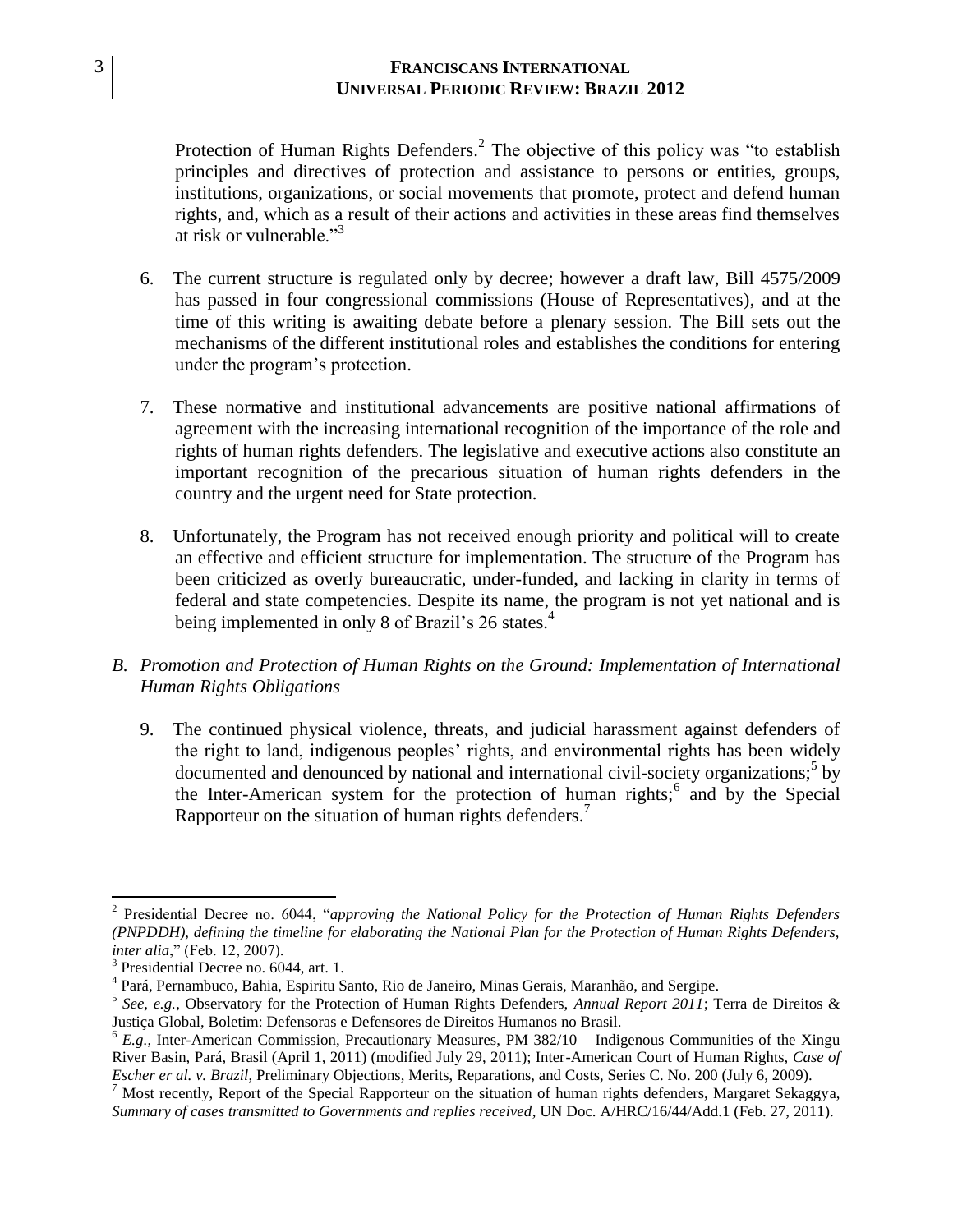Protection of Human Rights Defenders.[2] The objective of this policy was "to establish principles and directives of protection and assistance to persons or entities, groups, institutions, organizations, or social movements that promote, protect and defend human rights, and, which as a result of their actions and activities in these areas find themselves at risk or vulnerable."[3]

6. The current structure is regulated only by decree; however a draft law, Bill 4575/2009 has passed in four congressional commissions (House of Representatives), and at the time of this writing is awaiting debate before a plenary session. The Bill sets out the mechanisms of the different institutional roles and establishes the conditions for entering under the program's protection.

7. These normative and institutional advancements are positive national affirmations of agreement with the increasing international recognition of the importance of the role and rights of human rights defenders. The legislative and executive actions also constitute an important recognition of the precarious situation of human rights defenders in the country and the urgent need for State protection.

8. Unfortunately, the Program has not received enough priority and political will to create an effective and efficient structure for implementation. The structure of the Program has been criticized as overly bureaucratic, under-funded, and lacking in clarity in terms of federal and state competencies. Despite its name, the program is not yet national and is being implemented in only 8 of Brazil's 26 states.[4]

*B. Promotion and Protection of Human Rights on the Ground: Implementation of International Human Rights Obligations*

9. The continued physical violence, threats, and judicial harassment against defenders of the right to land, indigenous peoples' rights, and environmental rights has been widely documented and denounced by national and international civil-society organizations;[5] by the Inter-American system for the protection of human rights;[6] and by the Special Rapporteur on the situation of human rights defenders.[7]

---

[2] Presidential Decree no. 6044, "*approving the National Policy for the Protection of Human Rights Defenders (PNPDDH), defining the timeline for elaborating the National Plan for the Protection of Human Rights Defenders, inter alia*," (Feb. 12, 2007).

[3] Presidential Decree no. 6044, art. 1.

[4] Pará, Pernambuco, Bahia, Espiritu Santo, Rio de Janeiro, Minas Gerais, Maranhão, and Sergipe.

[5] *See, e.g.*, Observatory for the Protection of Human Rights Defenders, *Annual Report 2011*; Terra de Direitos & Justiça Global, Boletim: Defensoras e Defensores de Direitos Humanos no Brasil.

[6] *E.g.*, Inter-American Commission, Precautionary Measures, PM 382/10 – Indigenous Communities of the Xingu River Basin, Pará, Brasil (April 1, 2011) (modified July 29, 2011); Inter-American Court of Human Rights, *Case of Escher er al. v. Brazil*, Preliminary Objections, Merits, Reparations, and Costs, Series C. No. 200 (July 6, 2009).

[7] Most recently, Report of the Special Rapporteur on the situation of human rights defenders, Margaret Sekaggya, *Summary of cases transmitted to Governments and replies received*, UN Doc. A/HRC/16/44/Add.1 (Feb. 27, 2011).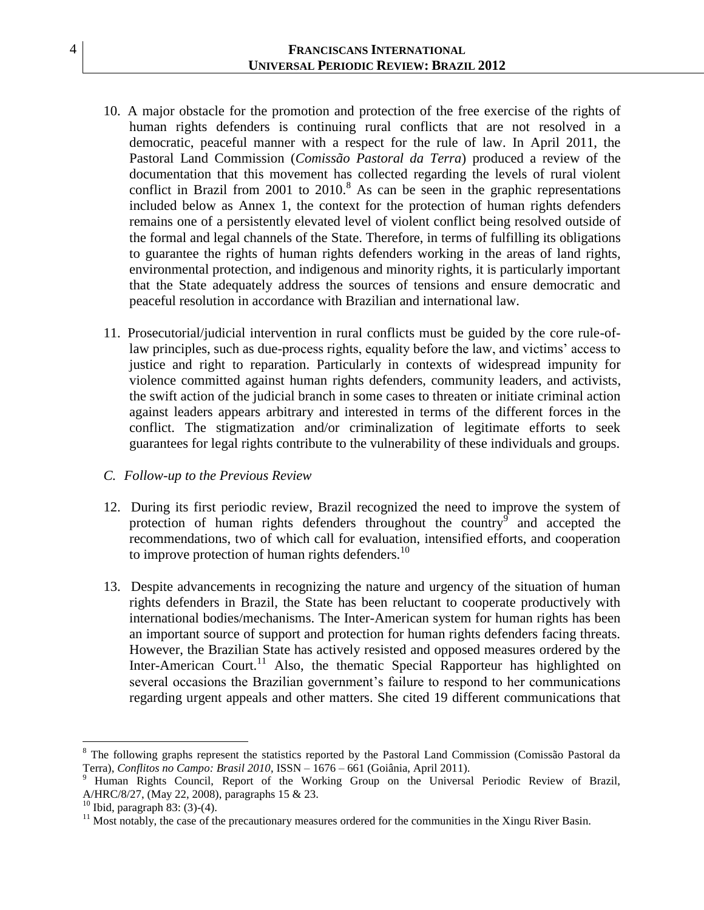10. A major obstacle for the promotion and protection of the free exercise of the rights of human rights defenders is continuing rural conflicts that are not resolved in a democratic, peaceful manner with a respect for the rule of law. In April 2011, the Pastoral Land Commission (*Comissão Pastoral da Terra*) produced a review of the documentation that this movement has collected regarding the levels of rural violent conflict in Brazil from 2001 to 2010.[8] As can be seen in the graphic representations included below as Annex 1, the context for the protection of human rights defenders remains one of a persistently elevated level of violent conflict being resolved outside of the formal and legal channels of the State. Therefore, in terms of fulfilling its obligations to guarantee the rights of human rights defenders working in the areas of land rights, environmental protection, and indigenous and minority rights, it is particularly important that the State adequately address the sources of tensions and ensure democratic and peaceful resolution in accordance with Brazilian and international law.

11. Prosecutorial/judicial intervention in rural conflicts must be guided by the core rule-of-law principles, such as due-process rights, equality before the law, and victims' access to justice and right to reparation. Particularly in contexts of widespread impunity for violence committed against human rights defenders, community leaders, and activists, the swift action of the judicial branch in some cases to threaten or initiate criminal action against leaders appears arbitrary and interested in terms of the different forces in the conflict. The stigmatization and/or criminalization of legitimate efforts to seek guarantees for legal rights contribute to the vulnerability of these individuals and groups.

*C. Follow-up to the Previous Review*

12. During its first periodic review, Brazil recognized the need to improve the system of protection of human rights defenders throughout the country[9] and accepted the recommendations, two of which call for evaluation, intensified efforts, and cooperation to improve protection of human rights defenders.[10]

13. Despite advancements in recognizing the nature and urgency of the situation of human rights defenders in Brazil, the State has been reluctant to cooperate productively with international bodies/mechanisms. The Inter-American system for human rights has been an important source of support and protection for human rights defenders facing threats. However, the Brazilian State has actively resisted and opposed measures ordered by the Inter-American Court.[11] Also, the thematic Special Rapporteur has highlighted on several occasions the Brazilian government's failure to respond to her communications regarding urgent appeals and other matters. She cited 19 different communications that

---

[8] The following graphs represent the statistics reported by the Pastoral Land Commission (Comissão Pastoral da Terra), *Conflitos no Campo: Brasil 2010*, ISSN – 1676 – 661 (Goiânia, April 2011).

[9] Human Rights Council, Report of the Working Group on the Universal Periodic Review of Brazil, A/HRC/8/27, (May 22, 2008), paragraphs 15 & 23.

[10] Ibid, paragraph 83: (3)-(4).

[11] Most notably, the case of the precautionary measures ordered for the communities in the Xingu River Basin.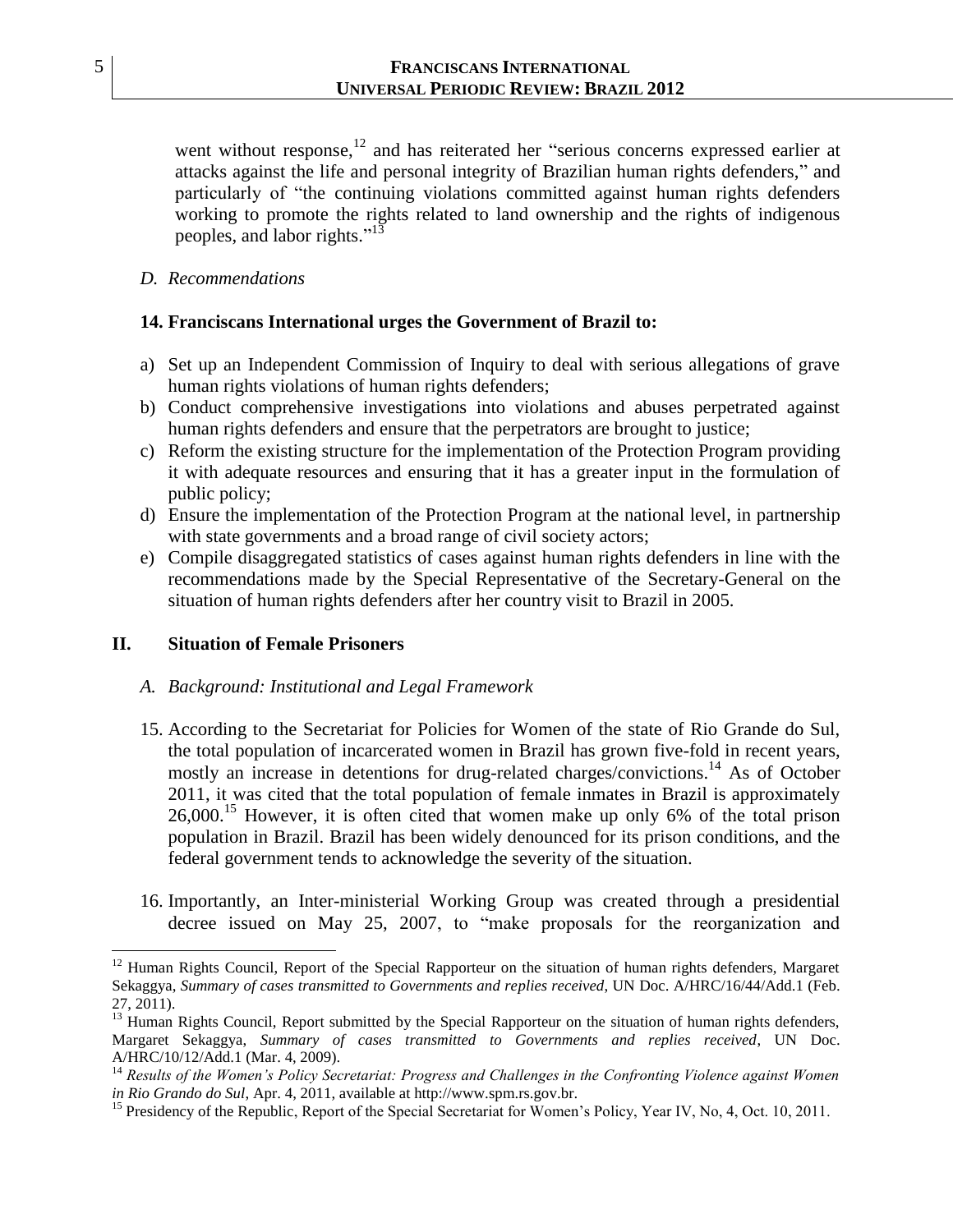went without response,[12] and has reiterated her "serious concerns expressed earlier at attacks against the life and personal integrity of Brazilian human rights defenders," and particularly of "the continuing violations committed against human rights defenders working to promote the rights related to land ownership and the rights of indigenous peoples, and labor rights."[13]

*D. Recommendations*

**14. Franciscans International urges the Government of Brazil to:**

a) Set up an Independent Commission of Inquiry to deal with serious allegations of grave human rights violations of human rights defenders;
b) Conduct comprehensive investigations into violations and abuses perpetrated against human rights defenders and ensure that the perpetrators are brought to justice;
c) Reform the existing structure for the implementation of the Protection Program providing it with adequate resources and ensuring that it has a greater input in the formulation of public policy;
d) Ensure the implementation of the Protection Program at the national level, in partnership with state governments and a broad range of civil society actors;
e) Compile disaggregated statistics of cases against human rights defenders in line with the recommendations made by the Special Representative of the Secretary-General on the situation of human rights defenders after her country visit to Brazil in 2005.

## II. Situation of Female Prisoners

*A. Background: Institutional and Legal Framework*

15. According to the Secretariat for Policies for Women of the state of Rio Grande do Sul, the total population of incarcerated women in Brazil has grown five-fold in recent years, mostly an increase in detentions for drug-related charges/convictions.[14] As of October 2011, it was cited that the total population of female inmates in Brazil is approximately 26,000.[15] However, it is often cited that women make up only 6% of the total prison population in Brazil. Brazil has been widely denounced for its prison conditions, and the federal government tends to acknowledge the severity of the situation.

16. Importantly, an Inter-ministerial Working Group was created through a presidential decree issued on May 25, 2007, to "make proposals for the reorganization and

---

[12] Human Rights Council, Report of the Special Rapporteur on the situation of human rights defenders, Margaret Sekaggya, *Summary of cases transmitted to Governments and replies received*, UN Doc. A/HRC/16/44/Add.1 (Feb. 27, 2011).

[13] Human Rights Council, Report submitted by the Special Rapporteur on the situation of human rights defenders, Margaret Sekaggya, *Summary of cases transmitted to Governments and replies received*, UN Doc. A/HRC/10/12/Add.1 (Mar. 4, 2009).

[14] *Results of the Women's Policy Secretariat: Progress and Challenges in the Confronting Violence against Women in Rio Grando do Sul*, Apr. 4, 2011, available at http://www.spm.rs.gov.br.

[15] Presidency of the Republic, Report of the Special Secretariat for Women's Policy, Year IV, No, 4, Oct. 10, 2011.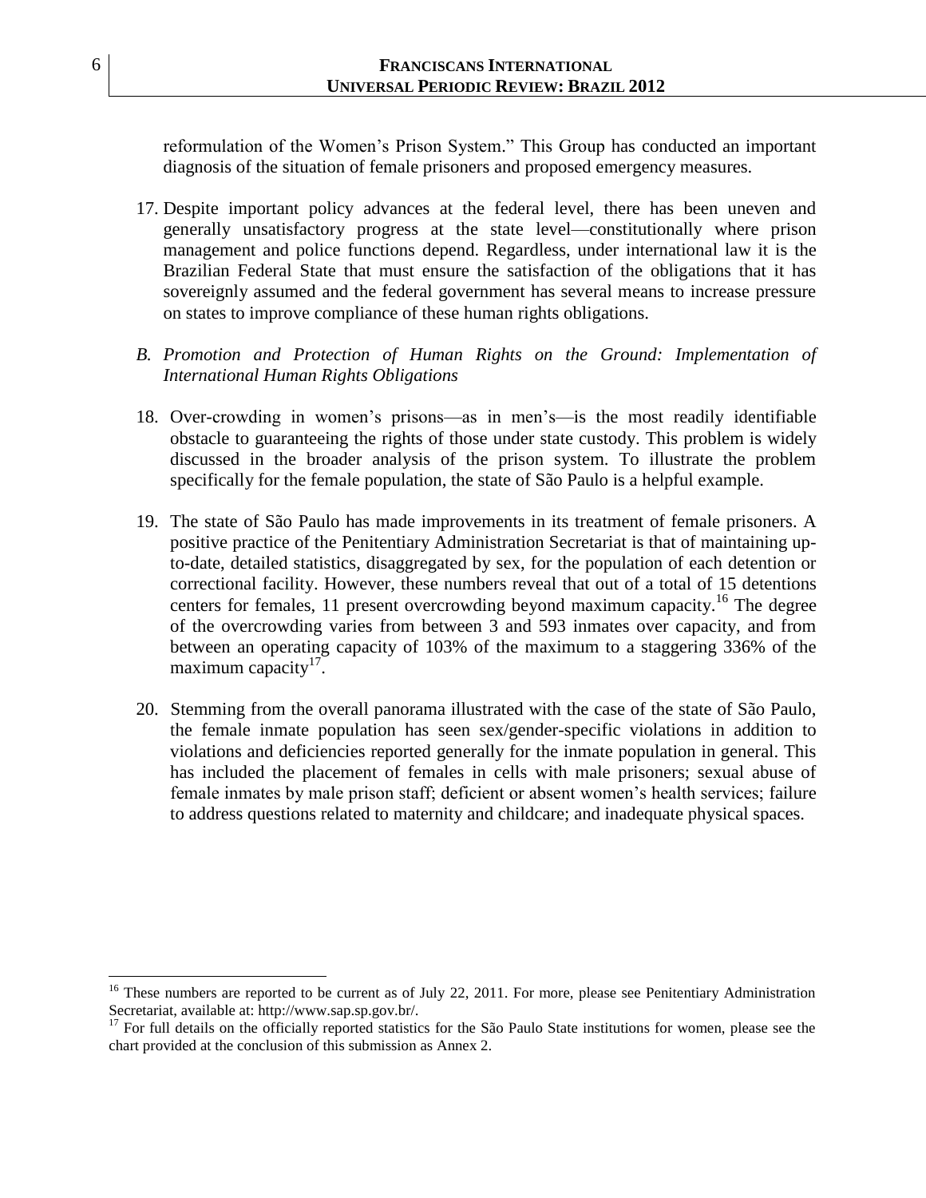reformulation of the Women's Prison System." This Group has conducted an important diagnosis of the situation of female prisoners and proposed emergency measures.

17. Despite important policy advances at the federal level, there has been uneven and generally unsatisfactory progress at the state level—constitutionally where prison management and police functions depend. Regardless, under international law it is the Brazilian Federal State that must ensure the satisfaction of the obligations that it has sovereignly assumed and the federal government has several means to increase pressure on states to improve compliance of these human rights obligations.

*B. Promotion and Protection of Human Rights on the Ground: Implementation of International Human Rights Obligations*

18. Over-crowding in women's prisons—as in men's—is the most readily identifiable obstacle to guaranteeing the rights of those under state custody. This problem is widely discussed in the broader analysis of the prison system. To illustrate the problem specifically for the female population, the state of São Paulo is a helpful example.

19. The state of São Paulo has made improvements in its treatment of female prisoners. A positive practice of the Penitentiary Administration Secretariat is that of maintaining up-to-date, detailed statistics, disaggregated by sex, for the population of each detention or correctional facility. However, these numbers reveal that out of a total of 15 detentions centers for females, 11 present overcrowding beyond maximum capacity.[16] The degree of the overcrowding varies from between 3 and 593 inmates over capacity, and from between an operating capacity of 103% of the maximum to a staggering 336% of the maximum capacity[17].

20. Stemming from the overall panorama illustrated with the case of the state of São Paulo, the female inmate population has seen sex/gender-specific violations in addition to violations and deficiencies reported generally for the inmate population in general. This has included the placement of females in cells with male prisoners; sexual abuse of female inmates by male prison staff; deficient or absent women's health services; failure to address questions related to maternity and childcare; and inadequate physical spaces.

---

[16] These numbers are reported to be current as of July 22, 2011. For more, please see Penitentiary Administration Secretariat, available at: http://www.sap.sp.gov.br/.

[17] For full details on the officially reported statistics for the São Paulo State institutions for women, please see the chart provided at the conclusion of this submission as Annex 2.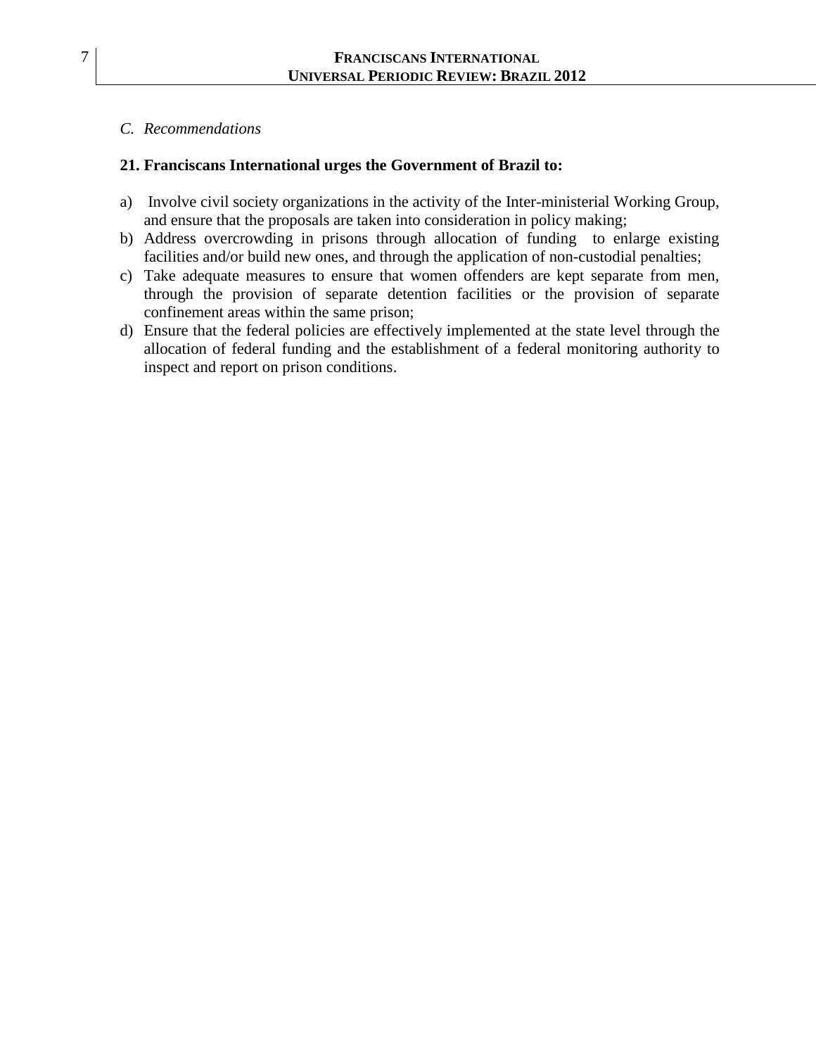*C. Recommendations*

**21. Franciscans International urges the Government of Brazil to:**

a) Involve civil society organizations in the activity of the Inter-ministerial Working Group, and ensure that the proposals are taken into consideration in policy making;
b) Address overcrowding in prisons through allocation of funding to enlarge existing facilities and/or build new ones, and through the application of non-custodial penalties;
c) Take adequate measures to ensure that women offenders are kept separate from men, through the provision of separate detention facilities or the provision of separate confinement areas within the same prison;
d) Ensure that the federal policies are effectively implemented at the state level through the allocation of federal funding and the establishment of a federal monitoring authority to inspect and report on prison conditions.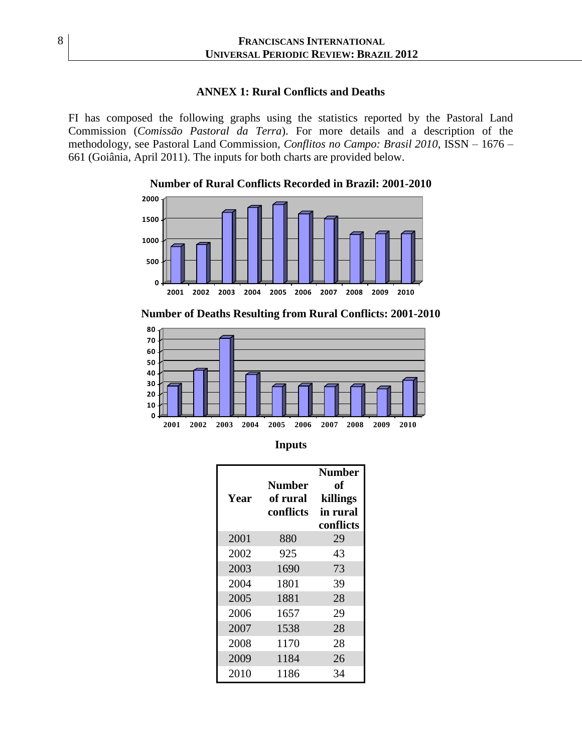## ANNEX 1: Rural Conflicts and Deaths

FI has composed the following graphs using the statistics reported by the Pastoral Land Commission (*Comissão Pastoral da Terra*). For more details and a description of the methodology, see Pastoral Land Commission, *Conflitos no Campo: Brasil 2010*, ISSN – 1676 – 661 (Goiânia, April 2011). The inputs for both charts are provided below.

**Number of Rural Conflicts Recorded in Brazil: 2001-2010**

**Number of Deaths Resulting from Rural Conflicts: 2001-2010**

**Inputs**

| Year | Number of rural conflicts | Number of killings in rural conflicts |
|---|---|---|
| 2001 | 880 | 29 |
| 2002 | 925 | 43 |
| 2003 | 1690 | 73 |
| 2004 | 1801 | 39 |
| 2005 | 1881 | 28 |
| 2006 | 1657 | 29 |
| 2007 | 1538 | 28 |
| 2008 | 1170 | 28 |
| 2009 | 1184 | 26 |
| 2010 | 1186 | 34 |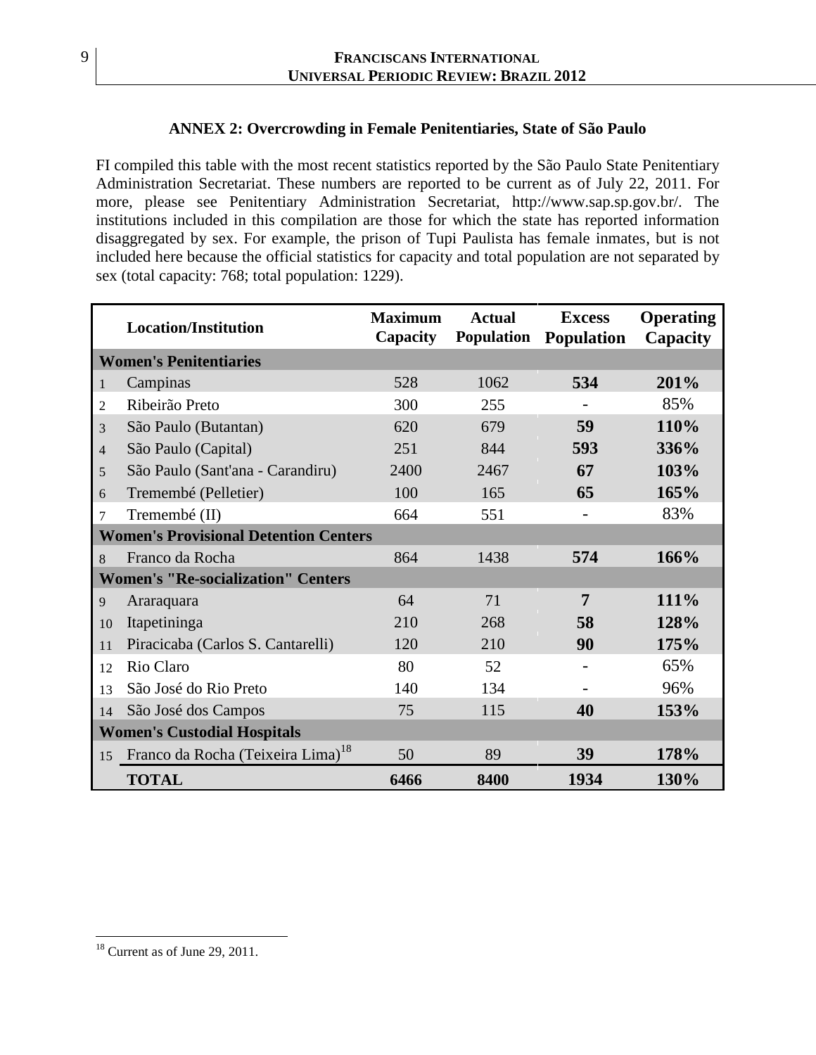## ANNEX 2: Overcrowding in Female Penitentiaries, State of São Paulo

FI compiled this table with the most recent statistics reported by the São Paulo State Penitentiary Administration Secretariat. These numbers are reported to be current as of July 22, 2011. For more, please see Penitentiary Administration Secretariat, http://www.sap.sp.gov.br/. The institutions included in this compilation are those for which the state has reported information disaggregated by sex. For example, the prison of Tupi Paulista has female inmates, but is not included here because the official statistics for capacity and total population are not separated by sex (total capacity: 768; total population: 1229).

| | Location/Institution | Maximum Capacity | Actual Population | Excess Population | Operating Capacity |
|---|---|---|---|---|---|
| **Women's Penitentiaries** | | | | | |
| 1 | Campinas | 528 | 1062 | **534** | **201%** |
| 2 | Ribeirão Preto | 300 | 255 | - | 85% |
| 3 | São Paulo (Butantan) | 620 | 679 | **59** | **110%** |
| 4 | São Paulo (Capital) | 251 | 844 | **593** | **336%** |
| 5 | São Paulo (Sant'ana - Carandiru) | 2400 | 2467 | **67** | **103%** |
| 6 | Tremembé (Pelletier) | 100 | 165 | **65** | **165%** |
| 7 | Tremembé (II) | 664 | 551 | - | 83% |
| **Women's Provisional Detention Centers** | | | | | |
| 8 | Franco da Rocha | 864 | 1438 | **574** | **166%** |
| **Women's "Re-socialization" Centers** | | | | | |
| 9 | Araraquara | 64 | 71 | **7** | **111%** |
| 10 | Itapetininga | 210 | 268 | **58** | **128%** |
| 11 | Piracicaba (Carlos S. Cantarelli) | 120 | 210 | **90** | **175%** |
| 12 | Rio Claro | 80 | 52 | - | 65% |
| 13 | São José do Rio Preto | 140 | 134 | - | 96% |
| 14 | São José dos Campos | 75 | 115 | **40** | **153%** |
| **Women's Custodial Hospitals** | | | | | |
| 15 | Franco da Rocha (Teixeira Lima)[18] | 50 | 89 | **39** | **178%** |
| | **TOTAL** | **6466** | **8400** | **1934** | **130%** |

[18] Current as of June 29, 2011.